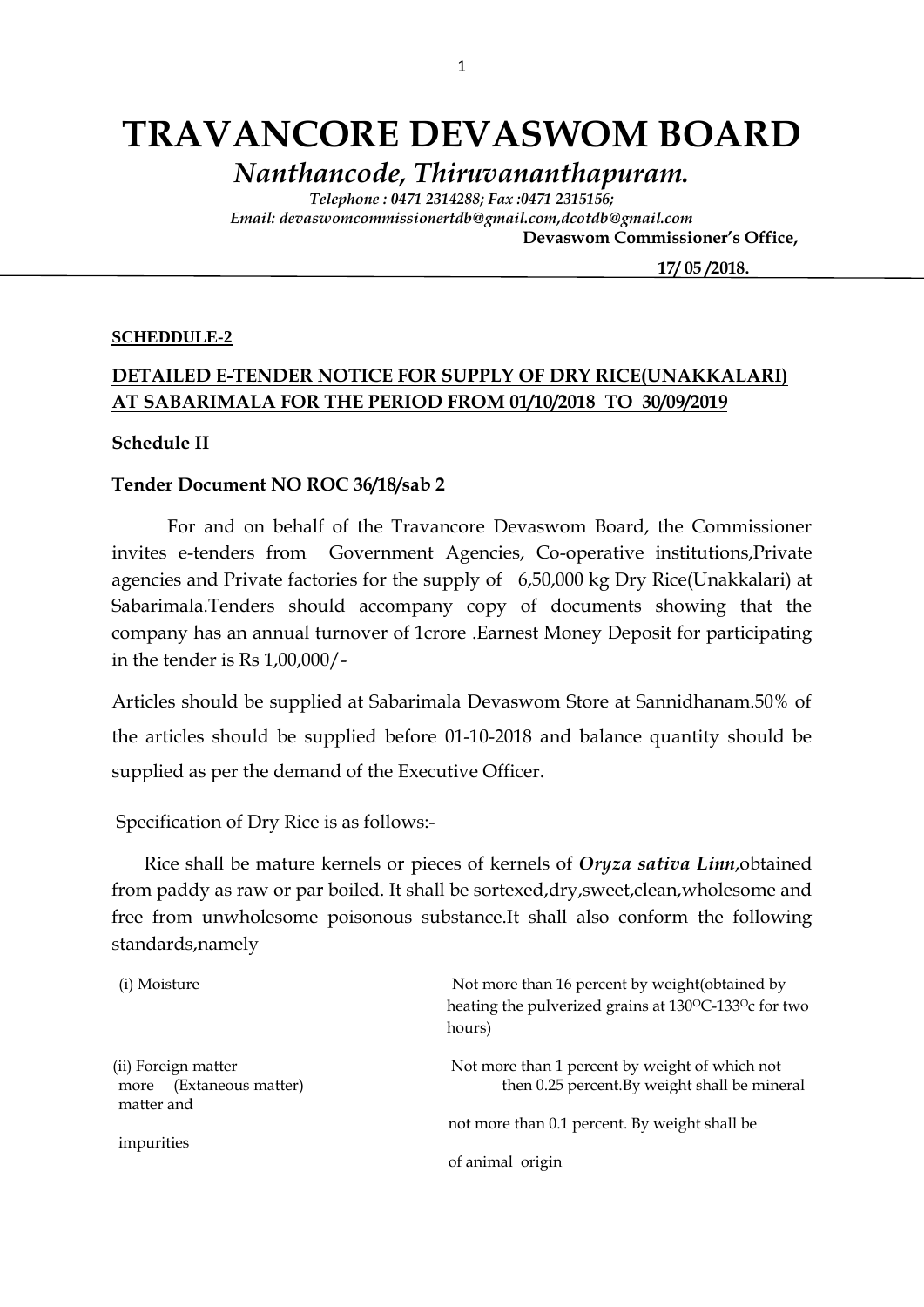# TRAVANCORE DEVASWOM BOARD

## *Nanthancode, Thiruvananthapuram.*

***Telephone : 0471 2314288; Fax :0471 2315156;***
***Email: devaswomcommissionertdb@gmail.com,dcotdb@gmail.com***

**Devaswom Commissioner's Office,**

**17/ 05 /2018.**

---

**SCHEDDULE-2**

**DETAILED E-TENDER NOTICE FOR SUPPLY OF DRY RICE(UNAKKALARI) AT SABARIMALA FOR THE PERIOD FROM 01/10/2018 TO 30/09/2019**

**Schedule II**

**Tender Document NO ROC 36/18/sab 2**

For and on behalf of the Travancore Devaswom Board, the Commissioner invites e-tenders from Government Agencies, Co-operative institutions,Private agencies and Private factories for the supply of 6,50,000 kg Dry Rice(Unakkalari) at Sabarimala.Tenders should accompany copy of documents showing that the company has an annual turnover of 1crore .Earnest Money Deposit for participating in the tender is Rs 1,00,000/-

Articles should be supplied at Sabarimala Devaswom Store at Sannidhanam.50% of the articles should be supplied before 01-10-2018 and balance quantity should be supplied as per the demand of the Executive Officer.

Specification of Dry Rice is as follows:-

Rice shall be mature kernels or pieces of kernels of ***Oryza sativa Linn***,obtained from paddy as raw or par boiled. It shall be sortexed,dry,sweet,clean,wholesome and free from unwholesome poisonous substance.It shall also conform the following standards,namely

| | |
|---|---|
| (i) Moisture | Not more than 16 percent by weight(obtained by heating the pulverized grains at 130$^{O}$C-133$^{O}$c for two hours) |
| (ii) Foreign matter more (Extaneous matter) matter and impurities | Not more than 1 percent by weight of which not then 0.25 percent.By weight shall be mineral not more than 0.1 percent. By weight shall be of animal origin |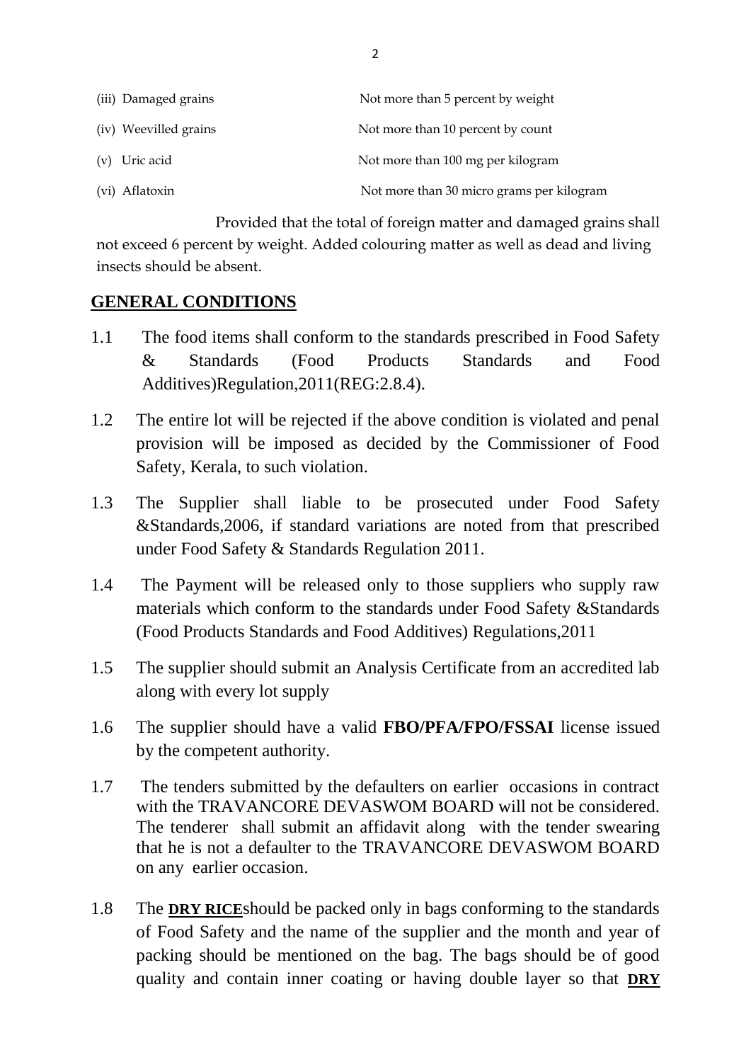| | |
|---|---|
| (iii) Damaged grains | Not more than 5 percent by weight |
| (iv) Weevilled grains | Not more than 10 percent by count |
| (v) Uric acid | Not more than 100 mg per kilogram |
| (vi) Aflatoxin | Not more than 30 micro grams per kilogram |

Provided that the total of foreign matter and damaged grains shall not exceed 6 percent by weight. Added colouring matter as well as dead and living insects should be absent.

## GENERAL CONDITIONS

1.1 The food items shall conform to the standards prescribed in Food Safety & Standards (Food Products Standards and Food Additives)Regulation,2011(REG:2.8.4).

1.2 The entire lot will be rejected if the above condition is violated and penal provision will be imposed as decided by the Commissioner of Food Safety, Kerala, to such violation.

1.3 The Supplier shall liable to be prosecuted under Food Safety &Standards,2006, if standard variations are noted from that prescribed under Food Safety & Standards Regulation 2011.

1.4 The Payment will be released only to those suppliers who supply raw materials which conform to the standards under Food Safety &Standards (Food Products Standards and Food Additives) Regulations,2011

1.5 The supplier should submit an Analysis Certificate from an accredited lab along with every lot supply

1.6 The supplier should have a valid **FBO/PFA/FPO/FSSAI** license issued by the competent authority.

1.7 The tenders submitted by the defaulters on earlier occasions in contract with the TRAVANCORE DEVASWOM BOARD will not be considered. The tenderer shall submit an affidavit along with the tender swearing that he is not a defaulter to the TRAVANCORE DEVASWOM BOARD on any earlier occasion.

1.8 The **DRY RICE**should be packed only in bags conforming to the standards of Food Safety and the name of the supplier and the month and year of packing should be mentioned on the bag. The bags should be of good quality and contain inner coating or having double layer so that **DRY**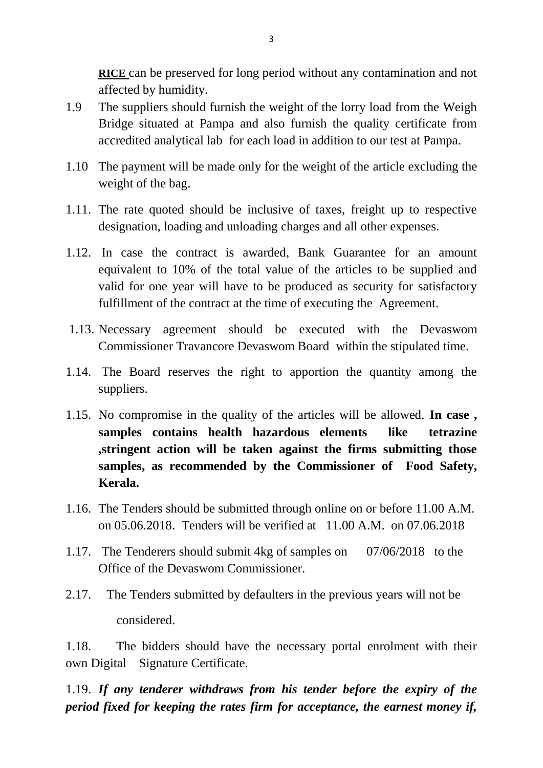**RICE** can be preserved for long period without any contamination and not affected by humidity.

1.9 The suppliers should furnish the weight of the lorry load from the Weigh Bridge situated at Pampa and also furnish the quality certificate from accredited analytical lab for each load in addition to our test at Pampa.

1.10 The payment will be made only for the weight of the article excluding the weight of the bag.

1.11. The rate quoted should be inclusive of taxes, freight up to respective designation, loading and unloading charges and all other expenses.

1.12. In case the contract is awarded, Bank Guarantee for an amount equivalent to 10% of the total value of the articles to be supplied and valid for one year will have to be produced as security for satisfactory fulfillment of the contract at the time of executing the Agreement.

1.13. Necessary agreement should be executed with the Devaswom Commissioner Travancore Devaswom Board within the stipulated time.

1.14. The Board reserves the right to apportion the quantity among the suppliers.

1.15. No compromise in the quality of the articles will be allowed. **In case , samples contains health hazardous elements like tetrazine ,stringent action will be taken against the firms submitting those samples, as recommended by the Commissioner of Food Safety, Kerala.**

1.16. The Tenders should be submitted through online on or before 11.00 A.M. on 05.06.2018. Tenders will be verified at 11.00 A.M. on 07.06.2018

1.17. The Tenderers should submit 4kg of samples on 07/06/2018 to the Office of the Devaswom Commissioner.

2.17. The Tenders submitted by defaulters in the previous years will not be considered.

1.18. The bidders should have the necessary portal enrolment with their own Digital Signature Certificate.

1.19. ***If any tenderer withdraws from his tender before the expiry of the period fixed for keeping the rates firm for acceptance, the earnest money if,***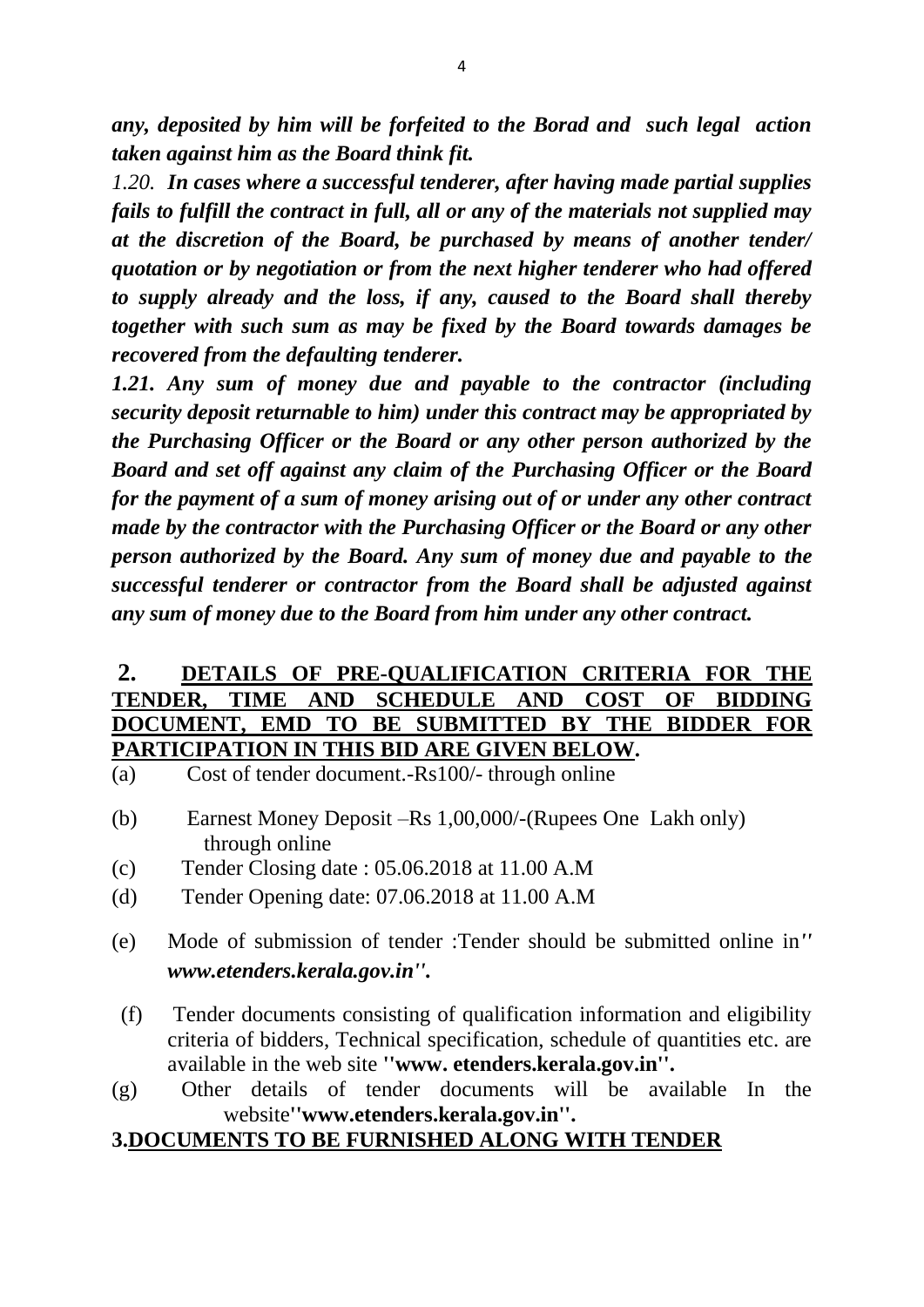***any, deposited by him will be forfeited to the Borad and such legal action taken against him as the Board think fit.***

*1.20.* ***In cases where a successful tenderer, after having made partial supplies fails to fulfill the contract in full, all or any of the materials not supplied may at the discretion of the Board, be purchased by means of another tender/ quotation or by negotiation or from the next higher tenderer who had offered to supply already and the loss, if any, caused to the Board shall thereby together with such sum as may be fixed by the Board towards damages be recovered from the defaulting tenderer.***

***1.21. Any sum of money due and payable to the contractor (including security deposit returnable to him) under this contract may be appropriated by the Purchasing Officer or the Board or any other person authorized by the Board and set off against any claim of the Purchasing Officer or the Board for the payment of a sum of money arising out of or under any other contract made by the contractor with the Purchasing Officer or the Board or any other person authorized by the Board. Any sum of money due and payable to the successful tenderer or contractor from the Board shall be adjusted against any sum of money due to the Board from him under any other contract.***

## 2. DETAILS OF PRE-QUALIFICATION CRITERIA FOR THE TENDER, TIME AND SCHEDULE AND COST OF BIDDING DOCUMENT, EMD TO BE SUBMITTED BY THE BIDDER FOR PARTICIPATION IN THIS BID ARE GIVEN BELOW.

(a) Cost of tender document.-Rs100/- through online

(b) Earnest Money Deposit –Rs 1,00,000/-(Rupees One Lakh only) through online

(c) Tender Closing date : 05.06.2018 at 11.00 A.M

(d) Tender Opening date: 07.06.2018 at 11.00 A.M

(e) Mode of submission of tender :Tender should be submitted online in*'' www.etenders.kerala.gov.in''.*

(f) Tender documents consisting of qualification information and eligibility criteria of bidders, Technical specification, schedule of quantities etc. are available in the web site **''www. etenders.kerala.gov.in''.**

(g) Other details of tender documents will be available In the website**''www.etenders.kerala.gov.in''.**

## 3.DOCUMENTS TO BE FURNISHED ALONG WITH TENDER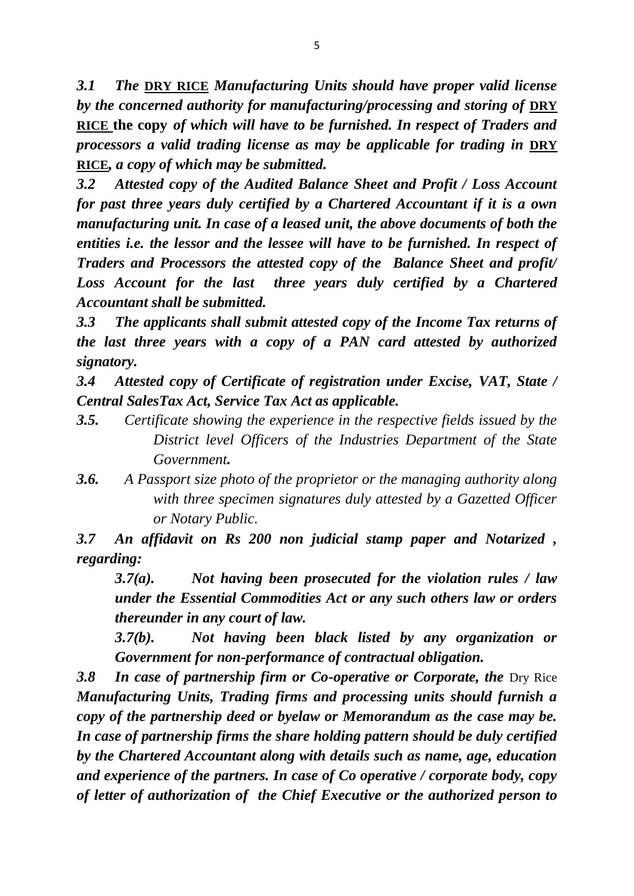*3.1 The* **DRY RICE** *Manufacturing Units should have proper valid license by the concerned authority for manufacturing/processing and storing of* **DRY RICE** **the copy** *of which will have to be furnished. In respect of Traders and processors a valid trading license as may be applicable for trading in* **DRY RICE**, *a copy of which may be submitted.*

***3.2 Attested copy of the Audited Balance Sheet and Profit / Loss Account for past three years duly certified by a Chartered Accountant if it is a own manufacturing unit. In case of a leased unit, the above documents of both the entities i.e. the lessor and the lessee will have to be furnished. In respect of Traders and Processors the attested copy of the Balance Sheet and profit/ Loss Account for the last three years duly certified by a Chartered Accountant shall be submitted.***

***3.3 The applicants shall submit attested copy of the Income Tax returns of the last three years with a copy of a PAN card attested by authorized signatory.***

***3.4 Attested copy of Certificate of registration under Excise, VAT, State / Central SalesTax Act, Service Tax Act as applicable.***

***3.5.*** *Certificate showing the experience in the respective fields issued by the District level Officers of the Industries Department of the State Government.*

***3.6.*** *A Passport size photo of the proprietor or the managing authority along with three specimen signatures duly attested by a Gazetted Officer or Notary Public.*

***3.7 An affidavit on Rs 200 non judicial stamp paper and Notarized , regarding:***

> ***3.7(a). Not having been prosecuted for the violation rules / law under the Essential Commodities Act or any such others law or orders thereunder in any court of law.***
>
> ***3.7(b). Not having been black listed by any organization or Government for non-performance of contractual obligation.***

***3.8 In case of partnership firm or Co-operative or Corporate, the*** Dry Rice ***Manufacturing Units, Trading firms and processing units should furnish a copy of the partnership deed or byelaw or Memorandum as the case may be. In case of partnership firms the share holding pattern should be duly certified by the Chartered Accountant along with details such as name, age, education and experience of the partners. In case of Co operative / corporate body, copy of letter of authorization of the Chief Executive or the authorized person to***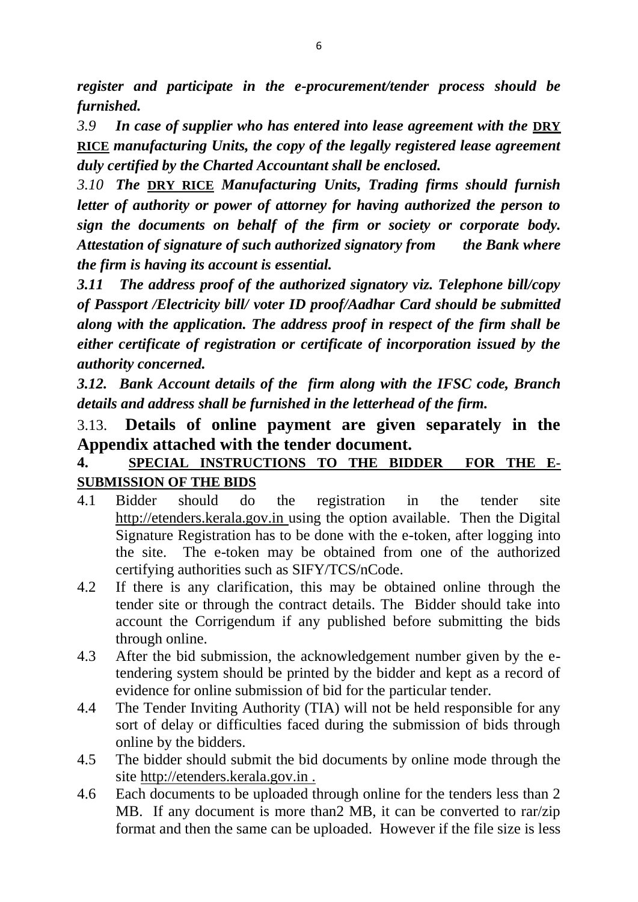***register and participate in the e-procurement/tender process should be furnished.***

*3.9* ***In case of supplier who has entered into lease agreement with the*** <u>**DRY RICE**</u> ***manufacturing Units, the copy of the legally registered lease agreement duly certified by the Charted Accountant shall be enclosed.***

*3.10* ***The*** <u>**DRY RICE**</u> ***Manufacturing Units, Trading firms should furnish letter of authority or power of attorney for having authorized the person to sign the documents on behalf of the firm or society or corporate body. Attestation of signature of such authorized signatory from the Bank where the firm is having its account is essential.***

***3.11 The address proof of the authorized signatory viz. Telephone bill/copy of Passport /Electricity bill/ voter ID proof/Aadhar Card should be submitted along with the application. The address proof in respect of the firm shall be either certificate of registration or certificate of incorporation issued by the authority concerned.***

***3.12. Bank Account details of the firm along with the IFSC code, Branch details and address shall be furnished in the letterhead of the firm.***

3.13. **Details of online payment are given separately in the Appendix attached with the tender document.**

## 4. <u>SPECIAL INSTRUCTIONS TO THE BIDDER FOR THE E-SUBMISSION OF THE BIDS</u>

4.1 Bidder should do the registration in the tender site http://etenders.kerala.gov.in using the option available. Then the Digital Signature Registration has to be done with the e-token, after logging into the site. The e-token may be obtained from one of the authorized certifying authorities such as SIFY/TCS/nCode.

4.2 If there is any clarification, this may be obtained online through the tender site or through the contract details. The Bidder should take into account the Corrigendum if any published before submitting the bids through online.

4.3 After the bid submission, the acknowledgement number given by the e-tendering system should be printed by the bidder and kept as a record of evidence for online submission of bid for the particular tender.

4.4 The Tender Inviting Authority (TIA) will not be held responsible for any sort of delay or difficulties faced during the submission of bids through online by the bidders.

4.5 The bidder should submit the bid documents by online mode through the site http://etenders.kerala.gov.in .

4.6 Each documents to be uploaded through online for the tenders less than 2 MB. If any document is more than2 MB, it can be converted to rar/zip format and then the same can be uploaded. However if the file size is less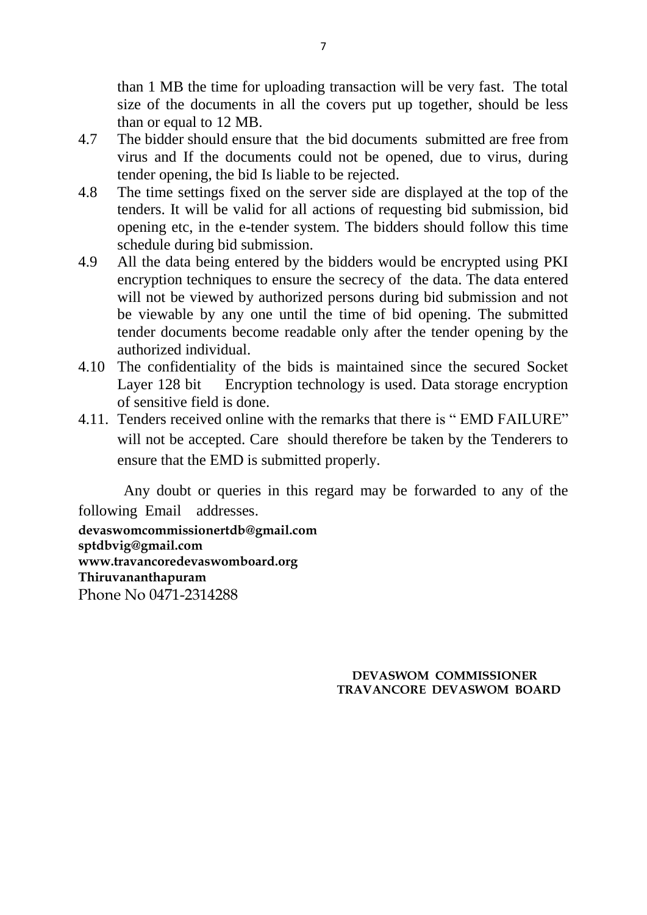than 1 MB the time for uploading transaction will be very fast. The total size of the documents in all the covers put up together, should be less than or equal to 12 MB.

4.7 The bidder should ensure that the bid documents submitted are free from virus and If the documents could not be opened, due to virus, during tender opening, the bid Is liable to be rejected.

4.8 The time settings fixed on the server side are displayed at the top of the tenders. It will be valid for all actions of requesting bid submission, bid opening etc, in the e-tender system. The bidders should follow this time schedule during bid submission.

4.9 All the data being entered by the bidders would be encrypted using PKI encryption techniques to ensure the secrecy of the data. The data entered will not be viewed by authorized persons during bid submission and not be viewable by any one until the time of bid opening. The submitted tender documents become readable only after the tender opening by the authorized individual.

4.10 The confidentiality of the bids is maintained since the secured Socket Layer 128 bit Encryption technology is used. Data storage encryption of sensitive field is done.

4.11. Tenders received online with the remarks that there is " EMD FAILURE" will not be accepted. Care should therefore be taken by the Tenderers to ensure that the EMD is submitted properly.

Any doubt or queries in this regard may be forwarded to any of the following Email addresses.

**devaswomcommissionertdb@gmail.com**
**sptdbvig@gmail.com**
**www.travancoredevaswomboard.org**
**Thiruvananthapuram**
Phone No 0471-2314288

**DEVASWOM COMMISSIONER**
**TRAVANCORE DEVASWOM BOARD**